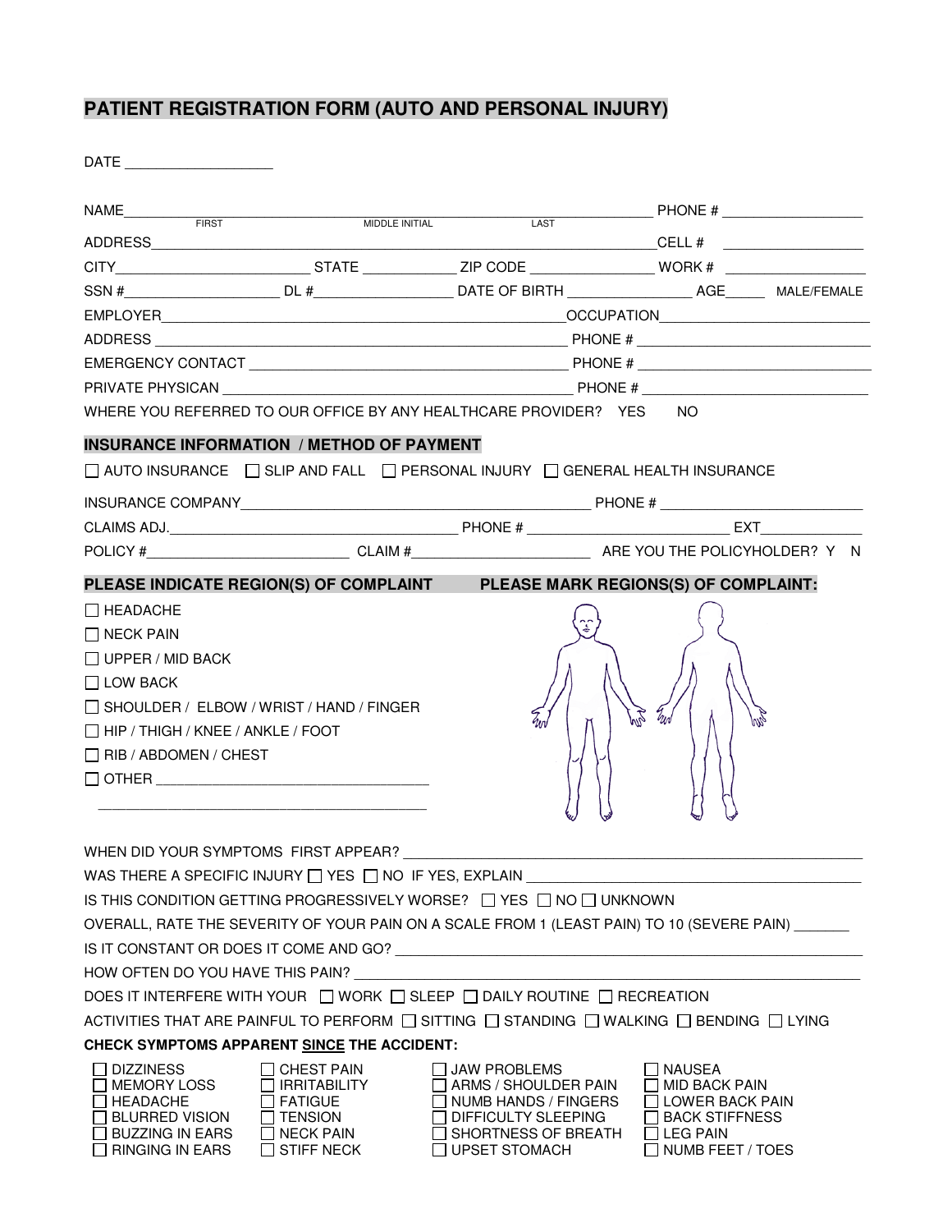# PATIENT REGISTRATION FORM (AUTO AND PERSONAL INJURY)

DATE ___________________

NAME_______________________________________________ PHONE # __________________
FIRST MIDDLE INITIAL LAST

ADDRESS_______________________________________________ CELL # __________________

CITY_______________ STATE ____________ ZIP CODE ________________ WORK # __________________

SSN #____________________ DL #__________________ DATE OF BIRTH ________________ AGE______ MALE/FEMALE

EMPLOYER_______________________________________________ OCCUPATION__________________________

ADDRESS _______________________________________________ PHONE # ______________________________

EMERGENCY CONTACT ______________________________________ PHONE # ______________________________

PRIVATE PHYSICAN ________________________________________ PHONE # ______________________________

WHERE YOU REFERRED TO OUR OFFICE BY ANY HEALTHCARE PROVIDER? YES NO

## INSURANCE INFORMATION / METHOD OF PAYMENT

☐ AUTO INSURANCE ☐ SLIP AND FALL ☐ PERSONAL INJURY ☐ GENERAL HEALTH INSURANCE

INSURANCE COMPANY_______________________________________________ PHONE # __________________________

CLAIMS ADJ.___________________________________ PHONE # __________________________ EXT_____________

POLICY #__________________________ CLAIM #_______________________ ARE YOU THE POLICYHOLDER? Y N

## PLEASE INDICATE REGION(S) OF COMPLAINT

☐ HEADACHE
☐ NECK PAIN
☐ UPPER / MID BACK
☐ LOW BACK
☐ SHOULDER / ELBOW / WRIST / HAND / FINGER
☐ HIP / THIGH / KNEE / ANKLE / FOOT
☐ RIB / ABDOMEN / CHEST
☐ OTHER ___________________________________
_____________________________________________

## PLEASE MARK REGIONS(S) OF COMPLAINT:

WHEN DID YOUR SYMPTOMS FIRST APPEAR? ____________________________________________________________

WAS THERE A SPECIFIC INJURY ☐ YES ☐ NO IF YES, EXPLAIN ___________________________________________

IS THIS CONDITION GETTING PROGRESSIVELY WORSE? ☐ YES ☐ NO ☐ UNKNOWN

OVERALL, RATE THE SEVERITY OF YOUR PAIN ON A SCALE FROM 1 (LEAST PAIN) TO 10 (SEVERE PAIN) _______

IS IT CONSTANT OR DOES IT COME AND GO? ____________________________________________________________

HOW OFTEN DO YOU HAVE THIS PAIN? ________________________________________________________________

DOES IT INTERFERE WITH YOUR ☐ WORK ☐ SLEEP ☐ DAILY ROUTINE ☐ RECREATION

ACTIVITIES THAT ARE PAINFUL TO PERFORM ☐ SITTING ☐ STANDING ☐ WALKING ☐ BENDING ☐ LYING

**CHECK SYMPTOMS APPARENT SINCE THE ACCIDENT:**

| | | | |
|---|---|---|---|
| ☐ DIZZINESS | ☐ CHEST PAIN | ☐ JAW PROBLEMS | ☐ NAUSEA |
| ☐ MEMORY LOSS | ☐ IRRITABILITY | ☐ ARMS / SHOULDER PAIN | ☐ MID BACK PAIN |
| ☐ HEADACHE | ☐ FATIGUE | ☐ NUMB HANDS / FINGERS | ☐ LOWER BACK PAIN |
| ☐ BLURRED VISION | ☐ TENSION | ☐ DIFFICULTY SLEEPING | ☐ BACK STIFFNESS |
| ☐ BUZZING IN EARS | ☐ NECK PAIN | ☐ SHORTNESS OF BREATH | ☐ LEG PAIN |
| ☐ RINGING IN EARS | ☐ STIFF NECK | ☐ UPSET STOMACH | ☐ NUMB FEET / TOES |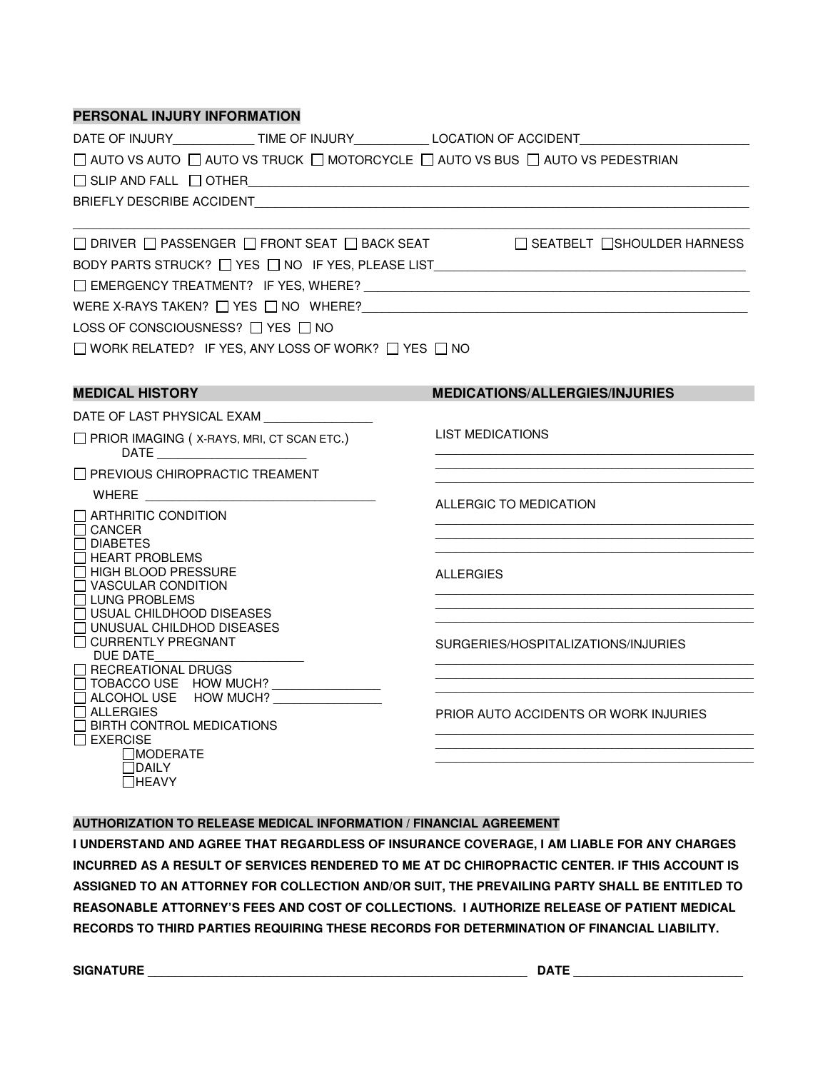## PERSONAL INJURY INFORMATION

DATE OF INJURY____________ TIME OF INJURY___________ LOCATION OF ACCIDENT________________________

☐ AUTO VS AUTO ☐ AUTO VS TRUCK ☐ MOTORCYCLE ☐ AUTO VS BUS ☐ AUTO VS PEDESTRIAN

☐ SLIP AND FALL ☐ OTHER___________________________________________________________________________

BRIEFLY DESCRIBE ACCIDENT_________________________________________________________________________

__________________________________________________________________________________________________

☐ DRIVER ☐ PASSENGER ☐ FRONT SEAT ☐ BACK SEAT ☐ SEATBELT ☐ SHOULDER HARNESS

BODY PARTS STRUCK? ☐ YES ☐ NO IF YES, PLEASE LIST_____________________________________________

☐ EMERGENCY TREATMENT? IF YES, WHERE? ________________________________________________________

WERE X-RAYS TAKEN? ☐ YES ☐ NO WHERE?_________________________________________________________

LOSS OF CONSCIOUSNESS? ☐ YES ☐ NO

☐ WORK RELATED? IF YES, ANY LOSS OF WORK? ☐ YES ☐ NO

## MEDICAL HISTORY

DATE OF LAST PHYSICAL EXAM ________________

☐ PRIOR IMAGING ( X-RAYS, MRI, CT SCAN ETC.)
DATE ______________________

☐ PREVIOUS CHIROPRACTIC TREAMENT
WHERE __________________________________

☐ ARTHRITIC CONDITION
☐ CANCER
☐ DIABETES
☐ HEART PROBLEMS
☐ HIGH BLOOD PRESSURE
☐ VASCULAR CONDITION
☐ LUNG PROBLEMS
☐ USUAL CHILDHOOD DISEASES
☐ UNUSUAL CHILDHOD DISEASES
☐ CURRENTLY PREGNANT
DUE DATE______________________
☐ RECREATIONAL DRUGS
☐ TOBACCO USE HOW MUCH? ________________
☐ ALCOHOL USE HOW MUCH? ________________
☐ ALLERGIES
☐ BIRTH CONTROL MEDICATIONS
☐ EXERCISE
☐ MODERATE
☐ DAILY
☐ HEAVY

## MEDICATIONS/ALLERGIES/INJURIES

LIST MEDICATIONS

_______________________________________________
_______________________________________________
_______________________________________________

ALLERGIC TO MEDICATION

_______________________________________________
_______________________________________________
_______________________________________________

ALLERGIES

_______________________________________________
_______________________________________________
_______________________________________________

SURGERIES/HOSPITALIZATIONS/INJURIES

_______________________________________________
_______________________________________________
_______________________________________________

PRIOR AUTO ACCIDENTS OR WORK INJURIES

_______________________________________________
_______________________________________________
_______________________________________________

## AUTHORIZATION TO RELEASE MEDICAL INFORMATION / FINANCIAL AGREEMENT

**I UNDERSTAND AND AGREE THAT REGARDLESS OF INSURANCE COVERAGE, I AM LIABLE FOR ANY CHARGES INCURRED AS A RESULT OF SERVICES RENDERED TO ME AT DC CHIROPRACTIC CENTER. IF THIS ACCOUNT IS ASSIGNED TO AN ATTORNEY FOR COLLECTION AND/OR SUIT, THE PREVAILING PARTY SHALL BE ENTITLED TO REASONABLE ATTORNEY'S FEES AND COST OF COLLECTIONS. I AUTHORIZE RELEASE OF PATIENT MEDICAL RECORDS TO THIRD PARTIES REQUIRING THESE RECORDS FOR DETERMINATION OF FINANCIAL LIABILITY.**

**SIGNATURE** ________________________________________________________ **DATE** _________________________